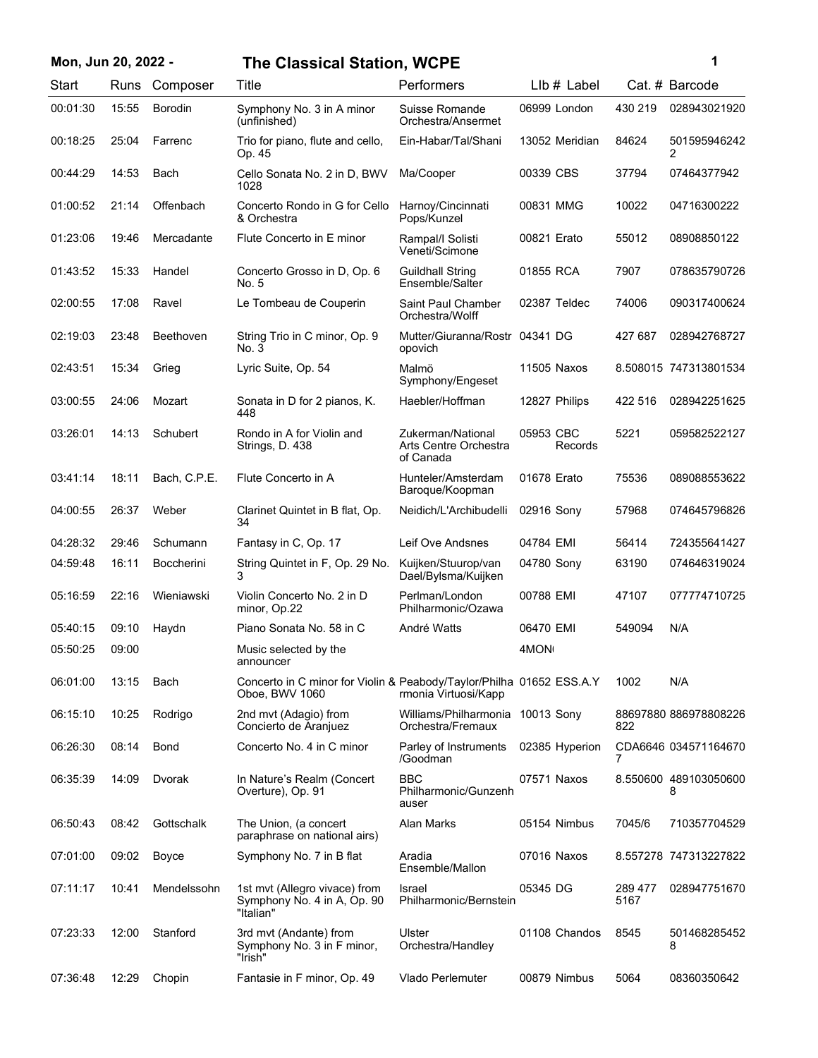**Mon, Jun 20, 2022 -** **The Classical Station, WCPE**

| Start | Runs | Composer | Title | Performers | Llb # | Label | Cat. # | Barcode |
|---|---|---|---|---|---|---|---|---|
| 00:01:30 | 15:55 | Borodin | Symphony No. 3 in A minor (unfinished) | Suisse Romande Orchestra/Ansermet | 06999 | London | 430 219 | 028943021920 |
| 00:18:25 | 25:04 | Farrenc | Trio for piano, flute and cello, Op. 45 | Ein-Habar/Tal/Shani | 13052 | Meridian | 84624 | 5015959462422 |
| 00:44:29 | 14:53 | Bach | Cello Sonata No. 2 in D, BWV 1028 | Ma/Cooper | 00339 | CBS | 37794 | 07464377942 |
| 01:00:52 | 21:14 | Offenbach | Concerto Rondo in G for Cello & Orchestra | Harnoy/Cincinnati Pops/Kunzel | 00831 | MMG | 10022 | 04716300222 |
| 01:23:06 | 19:46 | Mercadante | Flute Concerto in E minor | Rampal/I Solisti Veneti/Scimone | 00821 | Erato | 55012 | 08908850122 |
| 01:43:52 | 15:33 | Handel | Concerto Grosso in D, Op. 6 No. 5 | Guildhall String Ensemble/Salter | 01855 | RCA | 7907 | 078635790726 |
| 02:00:55 | 17:08 | Ravel | Le Tombeau de Couperin | Saint Paul Chamber Orchestra/Wolff | 02387 | Teldec | 74006 | 090317400624 |
| 02:19:03 | 23:48 | Beethoven | String Trio in C minor, Op. 9 No. 3 | Mutter/Giuranna/Rostropovich | 04341 | DG | 427 687 | 028942768727 |
| 02:43:51 | 15:34 | Grieg | Lyric Suite, Op. 54 | Malmö Symphony/Engeset | 11505 | Naxos | 8.508015 | 747313801534 |
| 03:00:55 | 24:06 | Mozart | Sonata in D for 2 pianos, K. 448 | Haebler/Hoffman | 12827 | Philips | 422 516 | 028942251625 |
| 03:26:01 | 14:13 | Schubert | Rondo in A for Violin and Strings, D. 438 | Zukerman/National Arts Centre Orchestra of Canada | 05953 | CBC Records | 5221 | 059582522127 |
| 03:41:14 | 18:11 | Bach, C.P.E. | Flute Concerto in A | Hunteler/Amsterdam Baroque/Koopman | 01678 | Erato | 75536 | 089088553622 |
| 04:00:55 | 26:37 | Weber | Clarinet Quintet in B flat, Op. 34 | Neidich/L'Archibudelli | 02916 | Sony | 57968 | 074645796826 |
| 04:28:32 | 29:46 | Schumann | Fantasy in C, Op. 17 | Leif Ove Andsnes | 04784 | EMI | 56414 | 724355641427 |
| 04:59:48 | 16:11 | Boccherini | String Quintet in F, Op. 29 No. 3 | Kuijken/Stuurop/van Dael/Bylsma/Kuijken | 04780 | Sony | 63190 | 074646319024 |
| 05:16:59 | 22:16 | Wieniawski | Violin Concerto No. 2 in D minor, Op.22 | Perlman/London Philharmonic/Ozawa | 00788 | EMI | 47107 | 077774710725 |
| 05:40:15 | 09:10 | Haydn | Piano Sonata No. 58 in C | André Watts | 06470 | EMI | 549094 | N/A |
| 05:50:25 | 09:00 | | Music selected by the announcer | | 4MON | | | |
| 06:01:00 | 13:15 | Bach | Concerto in C minor for Violin & Oboe, BWV 1060 | Peabody/Taylor/Philharmonia Virtuosi/Kapp | 01652 | ESS.A.Y | 1002 | N/A |
| 06:15:10 | 10:25 | Rodrigo | 2nd mvt (Adagio) from Concierto de Aranjuez | Williams/Philharmonia Orchestra/Fremaux | 10013 | Sony | 88697880822 | 886978808226 |
| 06:26:30 | 08:14 | Bond | Concerto No. 4 in C minor | Parley of Instruments /Goodman | 02385 | Hyperion | CDA66467 | 034571164670 |
| 06:35:39 | 14:09 | Dvorak | In Nature's Realm (Concert Overture), Op. 91 | BBC Philharmonic/Gunzenhauser | 07571 | Naxos | 8.550600 | 4891030506008 |
| 06:50:43 | 08:42 | Gottschalk | The Union, (a concert paraphrase on national airs) | Alan Marks | 05154 | Nimbus | 7045/6 | 710357704529 |
| 07:01:00 | 09:02 | Boyce | Symphony No. 7 in B flat | Aradia Ensemble/Mallon | 07016 | Naxos | 8.557278 | 747313227822 |
| 07:11:17 | 10:41 | Mendelssohn | 1st mvt (Allegro vivace) from Symphony No. 4 in A, Op. 90 "Italian" | Israel Philharmonic/Bernstein | 05345 | DG | 289 477 5167 | 028947751670 |
| 07:23:33 | 12:00 | Stanford | 3rd mvt (Andante) from Symphony No. 3 in F minor, "Irish" | Ulster Orchestra/Handley | 01108 | Chandos | 8545 | 5014682854528 |
| 07:36:48 | 12:29 | Chopin | Fantasie in F minor, Op. 49 | Vlado Perlemuter | 00879 | Nimbus | 5064 | 08360350642 |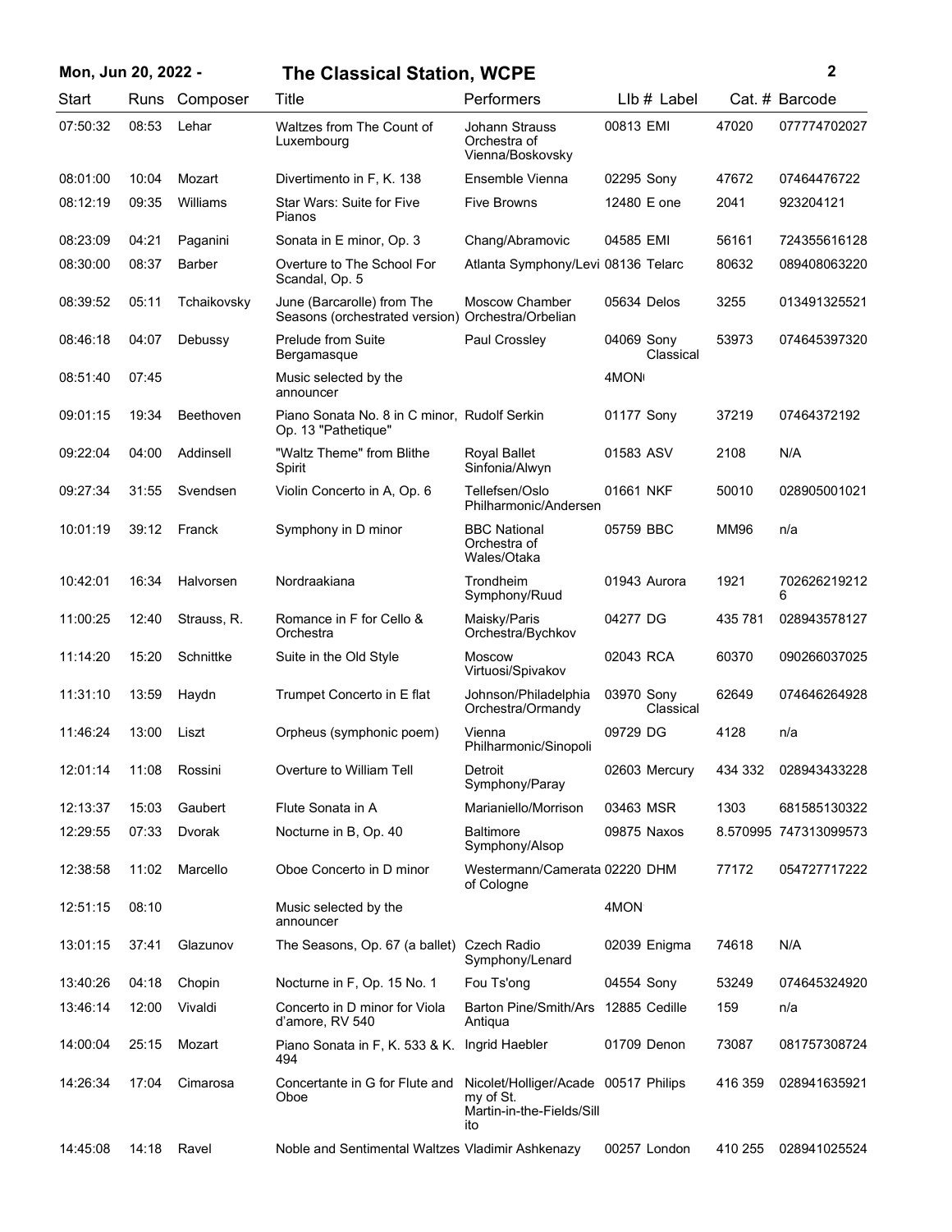**Mon, Jun 20, 2022 - The Classical Station, WCPE**

| Start | Runs | Composer | Title | Performers | Llb # | Label | Cat. # | Barcode |
|---|---|---|---|---|---|---|---|---|
| 07:50:32 | 08:53 | Lehar | Waltzes from The Count of Luxembourg | Johann Strauss Orchestra of Vienna/Boskovsky | 00813 | EMI | 47020 | 077774702027 |
| 08:01:00 | 10:04 | Mozart | Divertimento in F, K. 138 | Ensemble Vienna | 02295 | Sony | 47672 | 07464476722 |
| 08:12:19 | 09:35 | Williams | Star Wars: Suite for Five Pianos | Five Browns | 12480 | E one | 2041 | 923204121 |
| 08:23:09 | 04:21 | Paganini | Sonata in E minor, Op. 3 | Chang/Abramovic | 04585 | EMI | 56161 | 724355616128 |
| 08:30:00 | 08:37 | Barber | Overture to The School For Scandal, Op. 5 | Atlanta Symphony/Levi | 08136 | Telarc | 80632 | 089408063220 |
| 08:39:52 | 05:11 | Tchaikovsky | June (Barcarolle) from The Seasons (orchestrated version) | Moscow Chamber Orchestra/Orbelian | 05634 | Delos | 3255 | 013491325521 |
| 08:46:18 | 04:07 | Debussy | Prelude from Suite Bergamasque | Paul Crossley | 04069 | Sony Classical | 53973 | 074645397320 |
| 08:51:40 | 07:45 | | Music selected by the announcer | | 4MON | | | |
| 09:01:15 | 19:34 | Beethoven | Piano Sonata No. 8 in C minor, Op. 13 "Pathetique" | Rudolf Serkin | 01177 | Sony | 37219 | 07464372192 |
| 09:22:04 | 04:00 | Addinsell | "Waltz Theme" from Blithe Spirit | Royal Ballet Sinfonia/Alwyn | 01583 | ASV | 2108 | N/A |
| 09:27:34 | 31:55 | Svendsen | Violin Concerto in A, Op. 6 | Tellefsen/Oslo Philharmonic/Andersen | 01661 | NKF | 50010 | 028905001021 |
| 10:01:19 | 39:12 | Franck | Symphony in D minor | BBC National Orchestra of Wales/Otaka | 05759 | BBC | MM96 | n/a |
| 10:42:01 | 16:34 | Halvorsen | Nordraakiana | Trondheim Symphony/Ruud | 01943 | Aurora | 1921 | 7026262192126 |
| 11:00:25 | 12:40 | Strauss, R. | Romance in F for Cello & Orchestra | Maisky/Paris Orchestra/Bychkov | 04277 | DG | 435 781 | 028943578127 |
| 11:14:20 | 15:20 | Schnittke | Suite in the Old Style | Moscow Virtuosi/Spivakov | 02043 | RCA | 60370 | 090266037025 |
| 11:31:10 | 13:59 | Haydn | Trumpet Concerto in E flat | Johnson/Philadelphia Orchestra/Ormandy | 03970 | Sony Classical | 62649 | 074646264928 |
| 11:46:24 | 13:00 | Liszt | Orpheus (symphonic poem) | Vienna Philharmonic/Sinopoli | 09729 | DG | 4128 | n/a |
| 12:01:14 | 11:08 | Rossini | Overture to William Tell | Detroit Symphony/Paray | 02603 | Mercury | 434 332 | 028943433228 |
| 12:13:37 | 15:03 | Gaubert | Flute Sonata in A | Marianiello/Morrison | 03463 | MSR | 1303 | 681585130322 |
| 12:29:55 | 07:33 | Dvorak | Nocturne in B, Op. 40 | Baltimore Symphony/Alsop | 09875 | Naxos | 8.570995 | 747313099573 |
| 12:38:58 | 11:02 | Marcello | Oboe Concerto in D minor | Westermann/Camerata of Cologne | 02220 | DHM | 77172 | 054727717222 |
| 12:51:15 | 08:10 | | Music selected by the announcer | | 4MON | | | |
| 13:01:15 | 37:41 | Glazunov | The Seasons, Op. 67 (a ballet) | Czech Radio Symphony/Lenard | 02039 | Enigma | 74618 | N/A |
| 13:40:26 | 04:18 | Chopin | Nocturne in F, Op. 15 No. 1 | Fou Ts'ong | 04554 | Sony | 53249 | 074645324920 |
| 13:46:14 | 12:00 | Vivaldi | Concerto in D minor for Viola d'amore, RV 540 | Barton Pine/Smith/Ars Antiqua | 12885 | Cedille | 159 | n/a |
| 14:00:04 | 25:15 | Mozart | Piano Sonata in F, K. 533 & K. 494 | Ingrid Haebler | 01709 | Denon | 73087 | 081757308724 |
| 14:26:34 | 17:04 | Cimarosa | Concertante in G for Flute and Oboe | Nicolet/Holliger/Academy of St. Martin-in-the-Fields/Sillito | 00517 | Philips | 416 359 | 028941635921 |
| 14:45:08 | 14:18 | Ravel | Noble and Sentimental Waltzes | Vladimir Ashkenazy | 00257 | London | 410 255 | 028941025524 |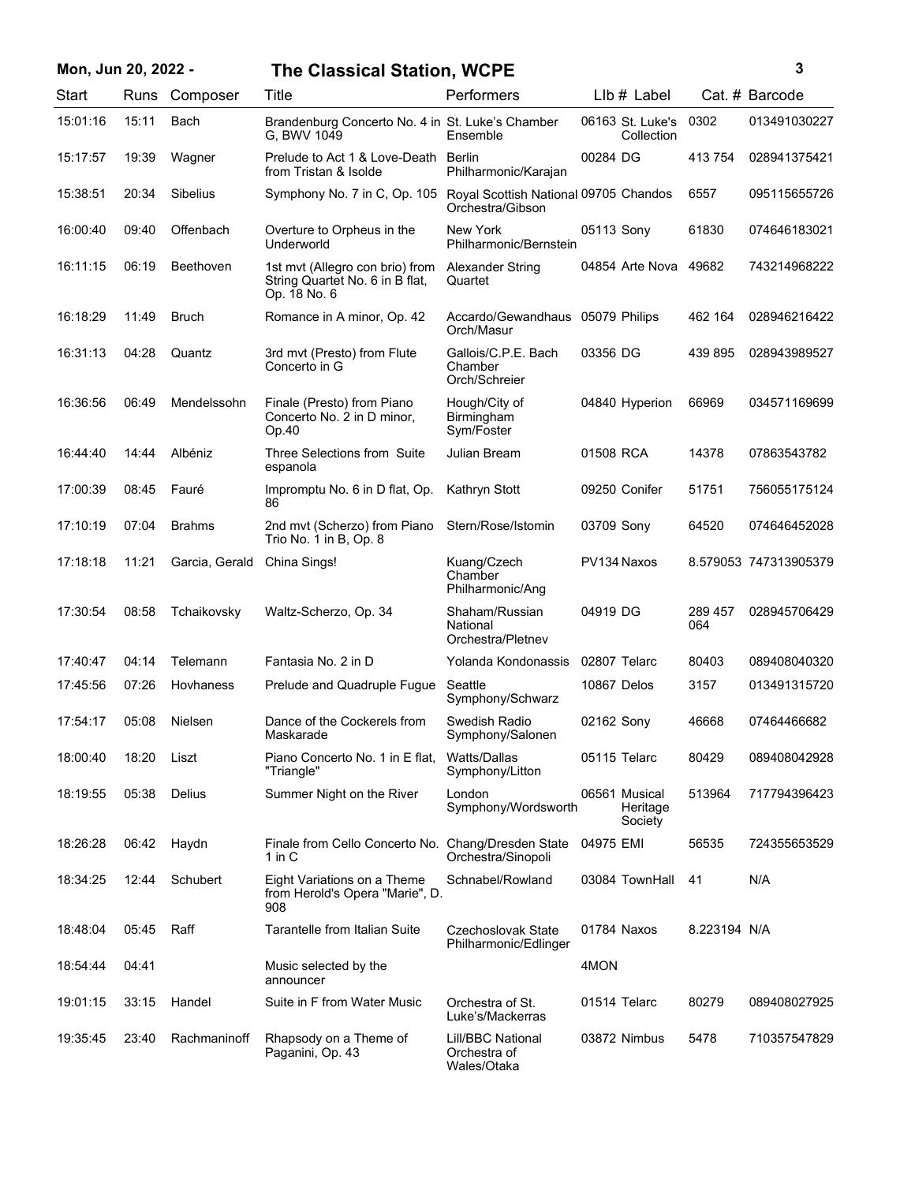## Mon, Jun 20, 2022 - The Classical Station, WCPE

| Start | Runs | Composer | Title | Performers | LIb # | Label | Cat. # | Barcode |
|---|---|---|---|---|---|---|---|---|
| 15:01:16 | 15:11 | Bach | Brandenburg Concerto No. 4 in G, BWV 1049 | St. Luke's Chamber Ensemble | 06163 | St. Luke's Collection | 0302 | 013491030227 |
| 15:17:57 | 19:39 | Wagner | Prelude to Act 1 & Love-Death from Tristan & Isolde | Berlin Philharmonic/Karajan | 00284 | DG | 413 754 | 028941375421 |
| 15:38:51 | 20:34 | Sibelius | Symphony No. 7 in C, Op. 105 | Royal Scottish National Orchestra/Gibson | 09705 | Chandos | 6557 | 095115655726 |
| 16:00:40 | 09:40 | Offenbach | Overture to Orpheus in the Underworld | New York Philharmonic/Bernstein | 05113 | Sony | 61830 | 074646183021 |
| 16:11:15 | 06:19 | Beethoven | 1st mvt (Allegro con brio) from String Quartet No. 6 in B flat, Op. 18 No. 6 | Alexander String Quartet | 04854 | Arte Nova | 49682 | 743214968222 |
| 16:18:29 | 11:49 | Bruch | Romance in A minor, Op. 42 | Accardo/Gewandhaus Orch/Masur | 05079 | Philips | 462 164 | 028946216422 |
| 16:31:13 | 04:28 | Quantz | 3rd mvt (Presto) from Flute Concerto in G | Gallois/C.P.E. Bach Chamber Orch/Schreier | 03356 | DG | 439 895 | 028943989527 |
| 16:36:56 | 06:49 | Mendelssohn | Finale (Presto) from Piano Concerto No. 2 in D minor, Op.40 | Hough/City of Birmingham Sym/Foster | 04840 | Hyperion | 66969 | 034571169699 |
| 16:44:40 | 14:44 | Albéniz | Three Selections from Suite espanola | Julian Bream | 01508 | RCA | 14378 | 07863543782 |
| 17:00:39 | 08:45 | Fauré | Impromptu No. 6 in D flat, Op. 86 | Kathryn Stott | 09250 | Conifer | 51751 | 756055175124 |
| 17:10:19 | 07:04 | Brahms | 2nd mvt (Scherzo) from Piano Trio No. 1 in B, Op. 8 | Stern/Rose/Istomin | 03709 | Sony | 64520 | 074646452028 |
| 17:18:18 | 11:21 | Garcia, Gerald | China Sings! | Kuang/Czech Chamber Philharmonic/Ang | PV134 | Naxos | 8.579053 | 747313905379 |
| 17:30:54 | 08:58 | Tchaikovsky | Waltz-Scherzo, Op. 34 | Shaham/Russian National Orchestra/Pletnev | 04919 | DG | 289 457 064 | 028945706429 |
| 17:40:47 | 04:14 | Telemann | Fantasia No. 2 in D | Yolanda Kondonassis | 02807 | Telarc | 80403 | 089408040320 |
| 17:45:56 | 07:26 | Hovhaness | Prelude and Quadruple Fugue | Seattle Symphony/Schwarz | 10867 | Delos | 3157 | 013491315720 |
| 17:54:17 | 05:08 | Nielsen | Dance of the Cockerels from Maskarade | Swedish Radio Symphony/Salonen | 02162 | Sony | 46668 | 07464466682 |
| 18:00:40 | 18:20 | Liszt | Piano Concerto No. 1 in E flat, "Triangle" | Watts/Dallas Symphony/Litton | 05115 | Telarc | 80429 | 089408042928 |
| 18:19:55 | 05:38 | Delius | Summer Night on the River | London Symphony/Wordsworth | 06561 | Musical Heritage Society | 513964 | 717794396423 |
| 18:26:28 | 06:42 | Haydn | Finale from Cello Concerto No. 1 in C | Chang/Dresden State Orchestra/Sinopoli | 04975 | EMI | 56535 | 724355653529 |
| 18:34:25 | 12:44 | Schubert | Eight Variations on a Theme from Herold's Opera "Marie", D. 908 | Schnabel/Rowland | 03084 | TownHall | 41 | N/A |
| 18:48:04 | 05:45 | Raff | Tarantelle from Italian Suite | Czechoslovak State Philharmonic/Edlinger | 01784 | Naxos | 8.223194 | N/A |
| 18:54:44 | 04:41 | | Music selected by the announcer | | 4MON | | | |
| 19:01:15 | 33:15 | Handel | Suite in F from Water Music | Orchestra of St. Luke's/Mackerras | 01514 | Telarc | 80279 | 089408027925 |
| 19:35:45 | 23:40 | Rachmaninoff | Rhapsody on a Theme of Paganini, Op. 43 | Lill/BBC National Orchestra of Wales/Otaka | 03872 | Nimbus | 5478 | 710357547829 |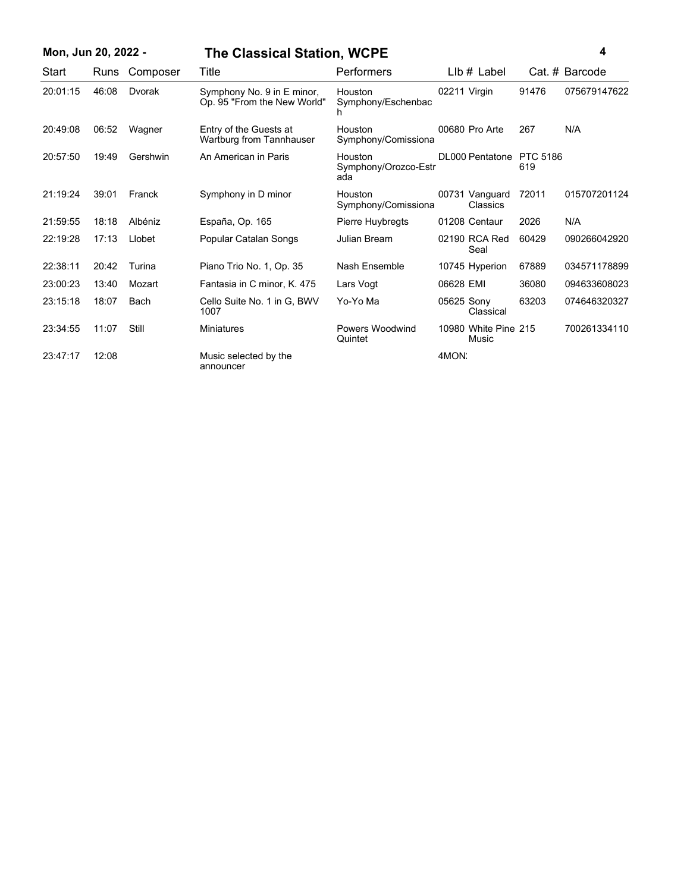## Mon, Jun 20, 2022 - The Classical Station, WCPE

| Start | Runs | Composer | Title | Performers | Llb # | Label | Cat. # | Barcode |
|---|---|---|---|---|---|---|---|---|
| 20:01:15 | 46:08 | Dvorak | Symphony No. 9 in E minor, Op. 95 "From the New World" | Houston Symphony/Eschenbach | 02211 | Virgin | 91476 | 075679147622 |
| 20:49:08 | 06:52 | Wagner | Entry of the Guests at Wartburg from Tannhauser | Houston Symphony/Comissiona | 00680 | Pro Arte | 267 | N/A |
| 20:57:50 | 19:49 | Gershwin | An American in Paris | Houston Symphony/Orozco-Estrada | DL000 | Pentatone | PTC 5186 619 | |
| 21:19:24 | 39:01 | Franck | Symphony in D minor | Houston Symphony/Comissiona | 00731 | Vanguard Classics | 72011 | 015707201124 |
| 21:59:55 | 18:18 | Albéniz | España, Op. 165 | Pierre Huybregts | 01208 | Centaur | 2026 | N/A |
| 22:19:28 | 17:13 | Llobet | Popular Catalan Songs | Julian Bream | 02190 | RCA Red Seal | 60429 | 090266042920 |
| 22:38:11 | 20:42 | Turina | Piano Trio No. 1, Op. 35 | Nash Ensemble | 10745 | Hyperion | 67889 | 034571178899 |
| 23:00:23 | 13:40 | Mozart | Fantasia in C minor, K. 475 | Lars Vogt | 06628 | EMI | 36080 | 094633608023 |
| 23:15:18 | 18:07 | Bach | Cello Suite No. 1 in G, BWV 1007 | Yo-Yo Ma | 05625 | Sony Classical | 63203 | 074646320327 |
| 23:34:55 | 11:07 | Still | Miniatures | Powers Woodwind Quintet | 10980 | White Pine Music | 215 | 700261334110 |
| 23:47:17 | 12:08 | | Music selected by the announcer | | 4MON: | | | |